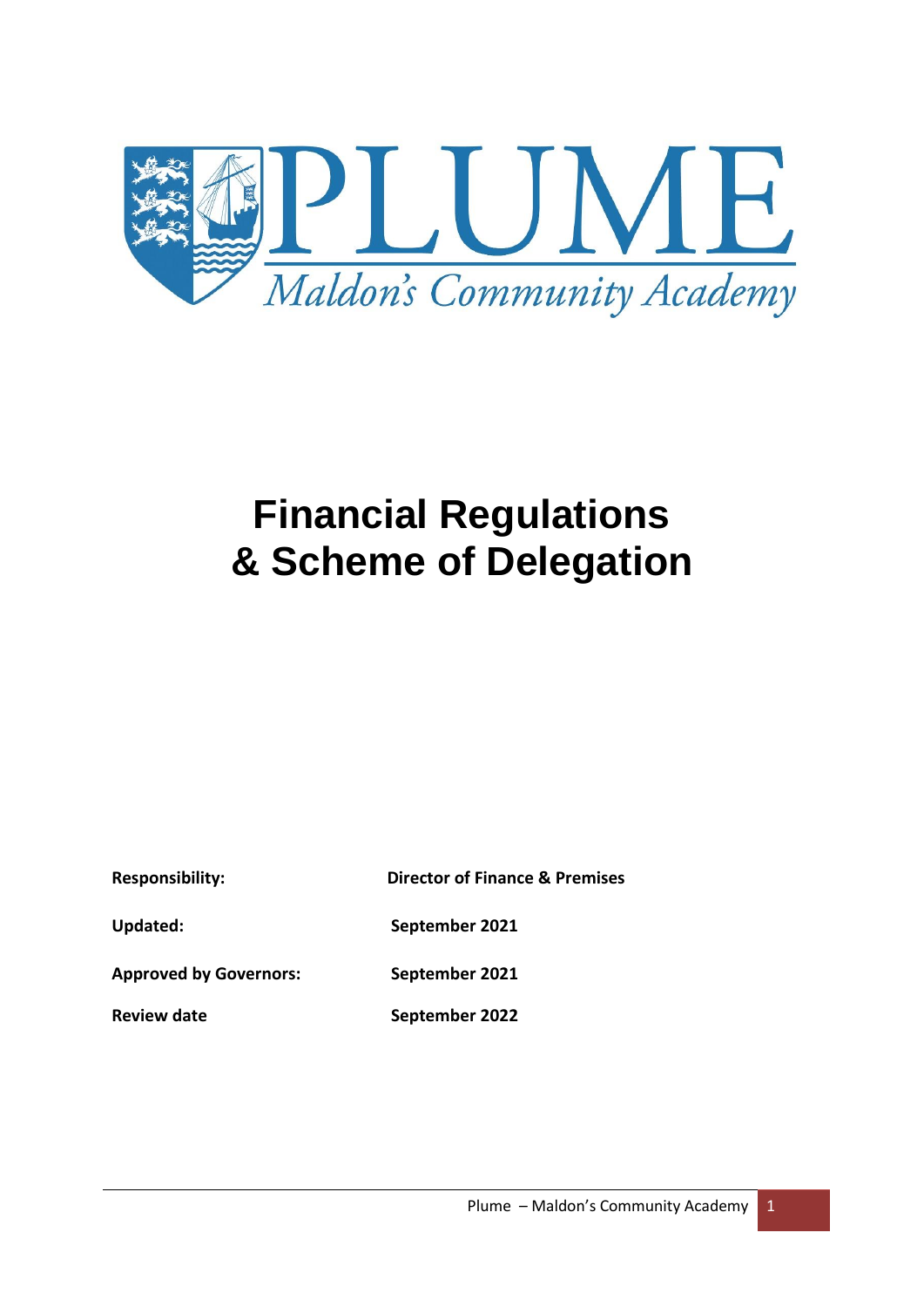PLUME

*Maldon's Community Academy*

# Financial Regulations & Scheme of Delegation

| | |
|---|---|
| **Responsibility:** | **Director of Finance & Premises** |
| **Updated:** | **September 2021** |
| **Approved by Governors:** | **September 2021** |
| **Review date** | **September 2022** |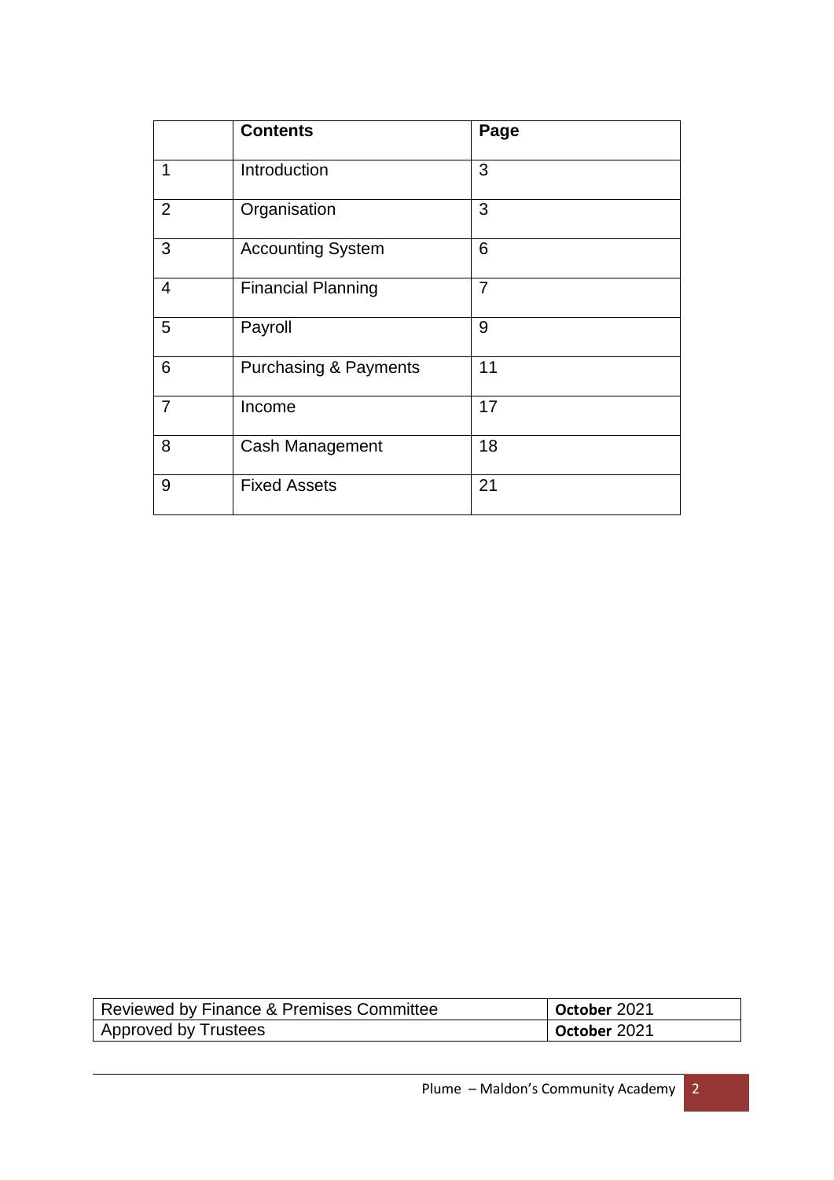|  | **Contents** | **Page** |
|---|---|---|
| 1 | Introduction | 3 |
| 2 | Organisation | 3 |
| 3 | Accounting System | 6 |
| 4 | Financial Planning | 7 |
| 5 | Payroll | 9 |
| 6 | Purchasing & Payments | 11 |
| 7 | Income | 17 |
| 8 | Cash Management | 18 |
| 9 | Fixed Assets | 21 |

| Reviewed by Finance & Premises Committee | **October** 2021 |
|---|---|
| Approved by Trustees | **October** 2021 |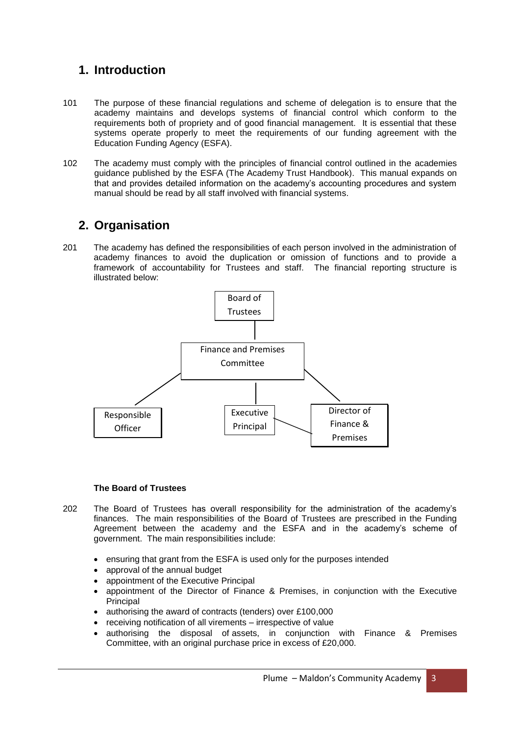## 1. Introduction

101 The purpose of these financial regulations and scheme of delegation is to ensure that the academy maintains and develops systems of financial control which conform to the requirements both of propriety and of good financial management. It is essential that these systems operate properly to meet the requirements of our funding agreement with the Education Funding Agency (ESFA).

102 The academy must comply with the principles of financial control outlined in the academies guidance published by the ESFA (The Academy Trust Handbook). This manual expands on that and provides detailed information on the academy's accounting procedures and system manual should be read by all staff involved with financial systems.

## 2. Organisation

201 The academy has defined the responsibilities of each person involved in the administration of academy finances to avoid the duplication or omission of functions and to provide a framework of accountability for Trustees and staff. The financial reporting structure is illustrated below:

Board of Trustees

Finance and Premises Committee

Responsible Officer | Executive Principal | Director of Finance & Premises

**The Board of Trustees**

202 The Board of Trustees has overall responsibility for the administration of the academy's finances. The main responsibilities of the Board of Trustees are prescribed in the Funding Agreement between the academy and the ESFA and in the academy's scheme of government. The main responsibilities include:

- ensuring that grant from the ESFA is used only for the purposes intended
- approval of the annual budget
- appointment of the Executive Principal
- appointment of the Director of Finance & Premises, in conjunction with the Executive Principal
- authorising the award of contracts (tenders) over £100,000
- receiving notification of all virements – irrespective of value
- authorising the disposal of assets, in conjunction with Finance & Premises Committee, with an original purchase price in excess of £20,000.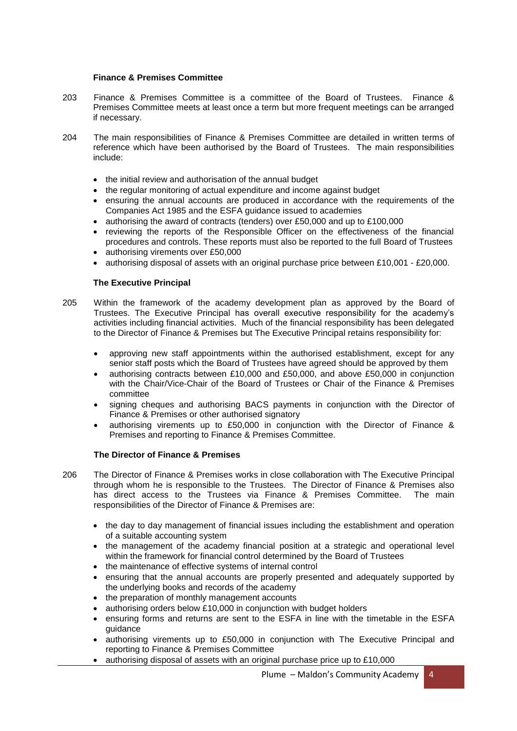### Finance & Premises Committee

203 Finance & Premises Committee is a committee of the Board of Trustees. Finance & Premises Committee meets at least once a term but more frequent meetings can be arranged if necessary.

204 The main responsibilities of Finance & Premises Committee are detailed in written terms of reference which have been authorised by the Board of Trustees. The main responsibilities include:

- the initial review and authorisation of the annual budget
- the regular monitoring of actual expenditure and income against budget
- ensuring the annual accounts are produced in accordance with the requirements of the Companies Act 1985 and the ESFA guidance issued to academies
- authorising the award of contracts (tenders) over £50,000 and up to £100,000
- reviewing the reports of the Responsible Officer on the effectiveness of the financial procedures and controls. These reports must also be reported to the full Board of Trustees
- authorising virements over £50,000
- authorising disposal of assets with an original purchase price between £10,001 - £20,000.

### The Executive Principal

205 Within the framework of the academy development plan as approved by the Board of Trustees. The Executive Principal has overall executive responsibility for the academy's activities including financial activities. Much of the financial responsibility has been delegated to the Director of Finance & Premises but The Executive Principal retains responsibility for:

- approving new staff appointments within the authorised establishment, except for any senior staff posts which the Board of Trustees have agreed should be approved by them
- authorising contracts between £10,000 and £50,000, and above £50,000 in conjunction with the Chair/Vice-Chair of the Board of Trustees or Chair of the Finance & Premises committee
- signing cheques and authorising BACS payments in conjunction with the Director of Finance & Premises or other authorised signatory
- authorising virements up to £50,000 in conjunction with the Director of Finance & Premises and reporting to Finance & Premises Committee.

### The Director of Finance & Premises

206 The Director of Finance & Premises works in close collaboration with The Executive Principal through whom he is responsible to the Trustees. The Director of Finance & Premises also has direct access to the Trustees via Finance & Premises Committee. The main responsibilities of the Director of Finance & Premises are:

- the day to day management of financial issues including the establishment and operation of a suitable accounting system
- the management of the academy financial position at a strategic and operational level within the framework for financial control determined by the Board of Trustees
- the maintenance of effective systems of internal control
- ensuring that the annual accounts are properly presented and adequately supported by the underlying books and records of the academy
- the preparation of monthly management accounts
- authorising orders below £10,000 in conjunction with budget holders
- ensuring forms and returns are sent to the ESFA in line with the timetable in the ESFA guidance
- authorising virements up to £50,000 in conjunction with The Executive Principal and reporting to Finance & Premises Committee
- authorising disposal of assets with an original purchase price up to £10,000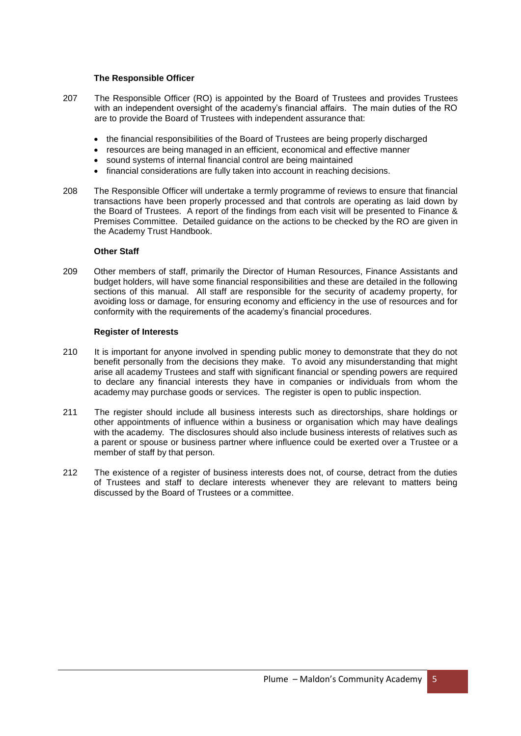### The Responsible Officer

207 The Responsible Officer (RO) is appointed by the Board of Trustees and provides Trustees with an independent oversight of the academy's financial affairs. The main duties of the RO are to provide the Board of Trustees with independent assurance that:

- the financial responsibilities of the Board of Trustees are being properly discharged
- resources are being managed in an efficient, economical and effective manner
- sound systems of internal financial control are being maintained
- financial considerations are fully taken into account in reaching decisions.

208 The Responsible Officer will undertake a termly programme of reviews to ensure that financial transactions have been properly processed and that controls are operating as laid down by the Board of Trustees. A report of the findings from each visit will be presented to Finance & Premises Committee. Detailed guidance on the actions to be checked by the RO are given in the Academy Trust Handbook.

### Other Staff

209 Other members of staff, primarily the Director of Human Resources, Finance Assistants and budget holders, will have some financial responsibilities and these are detailed in the following sections of this manual. All staff are responsible for the security of academy property, for avoiding loss or damage, for ensuring economy and efficiency in the use of resources and for conformity with the requirements of the academy's financial procedures.

### Register of Interests

210 It is important for anyone involved in spending public money to demonstrate that they do not benefit personally from the decisions they make. To avoid any misunderstanding that might arise all academy Trustees and staff with significant financial or spending powers are required to declare any financial interests they have in companies or individuals from whom the academy may purchase goods or services. The register is open to public inspection.

211 The register should include all business interests such as directorships, share holdings or other appointments of influence within a business or organisation which may have dealings with the academy. The disclosures should also include business interests of relatives such as a parent or spouse or business partner where influence could be exerted over a Trustee or a member of staff by that person.

212 The existence of a register of business interests does not, of course, detract from the duties of Trustees and staff to declare interests whenever they are relevant to matters being discussed by the Board of Trustees or a committee.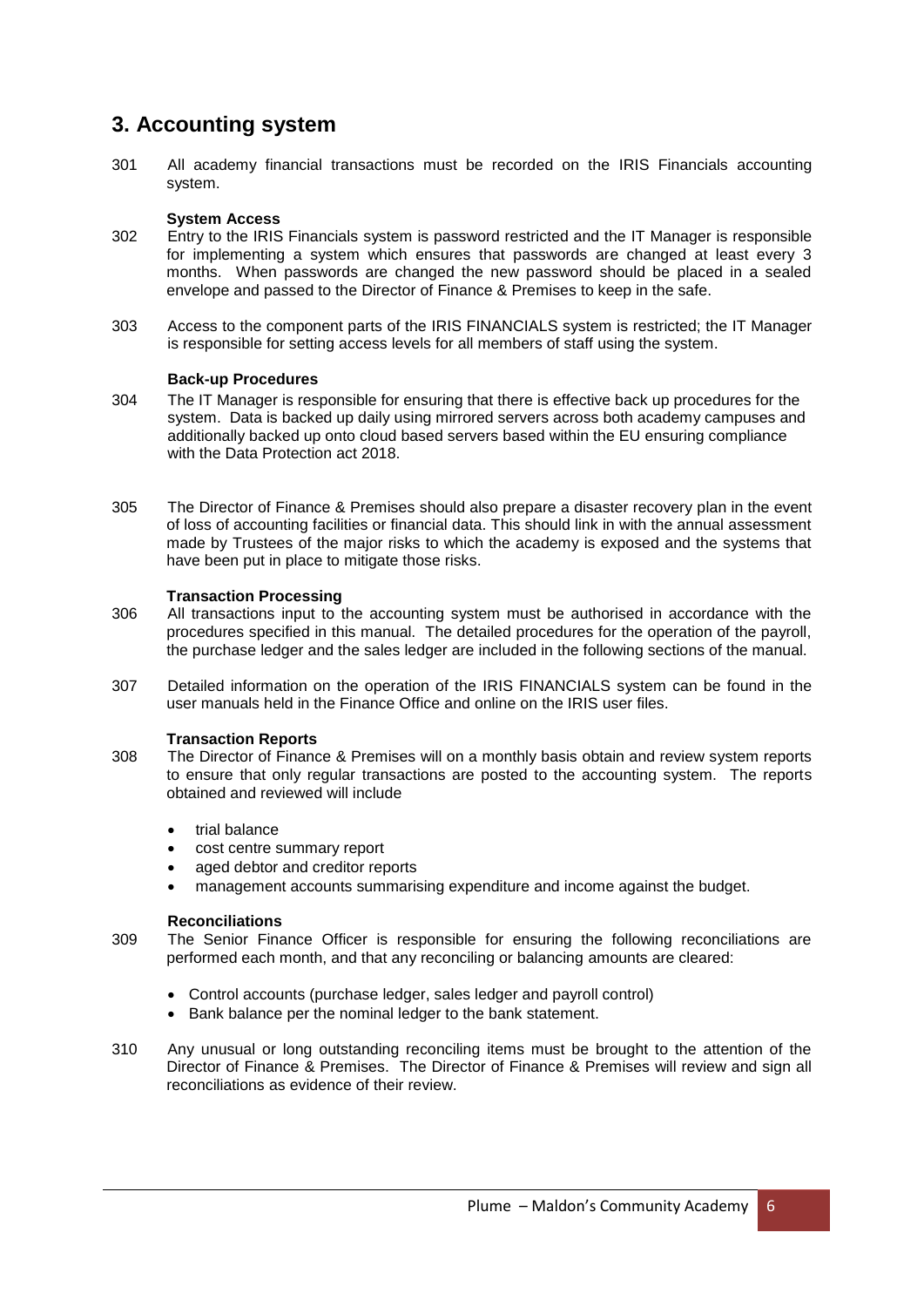## 3. Accounting system

301 All academy financial transactions must be recorded on the IRIS Financials accounting system.

**System Access**

302 Entry to the IRIS Financials system is password restricted and the IT Manager is responsible for implementing a system which ensures that passwords are changed at least every 3 months. When passwords are changed the new password should be placed in a sealed envelope and passed to the Director of Finance & Premises to keep in the safe.

303 Access to the component parts of the IRIS FINANCIALS system is restricted; the IT Manager is responsible for setting access levels for all members of staff using the system.

**Back-up Procedures**

304 The IT Manager is responsible for ensuring that there is effective back up procedures for the system. Data is backed up daily using mirrored servers across both academy campuses and additionally backed up onto cloud based servers based within the EU ensuring compliance with the Data Protection act 2018.

305 The Director of Finance & Premises should also prepare a disaster recovery plan in the event of loss of accounting facilities or financial data. This should link in with the annual assessment made by Trustees of the major risks to which the academy is exposed and the systems that have been put in place to mitigate those risks.

**Transaction Processing**

306 All transactions input to the accounting system must be authorised in accordance with the procedures specified in this manual. The detailed procedures for the operation of the payroll, the purchase ledger and the sales ledger are included in the following sections of the manual.

307 Detailed information on the operation of the IRIS FINANCIALS system can be found in the user manuals held in the Finance Office and online on the IRIS user files.

**Transaction Reports**

308 The Director of Finance & Premises will on a monthly basis obtain and review system reports to ensure that only regular transactions are posted to the accounting system. The reports obtained and reviewed will include

- trial balance
- cost centre summary report
- aged debtor and creditor reports
- management accounts summarising expenditure and income against the budget.

**Reconciliations**

309 The Senior Finance Officer is responsible for ensuring the following reconciliations are performed each month, and that any reconciling or balancing amounts are cleared:

- Control accounts (purchase ledger, sales ledger and payroll control)
- Bank balance per the nominal ledger to the bank statement.

310 Any unusual or long outstanding reconciling items must be brought to the attention of the Director of Finance & Premises. The Director of Finance & Premises will review and sign all reconciliations as evidence of their review.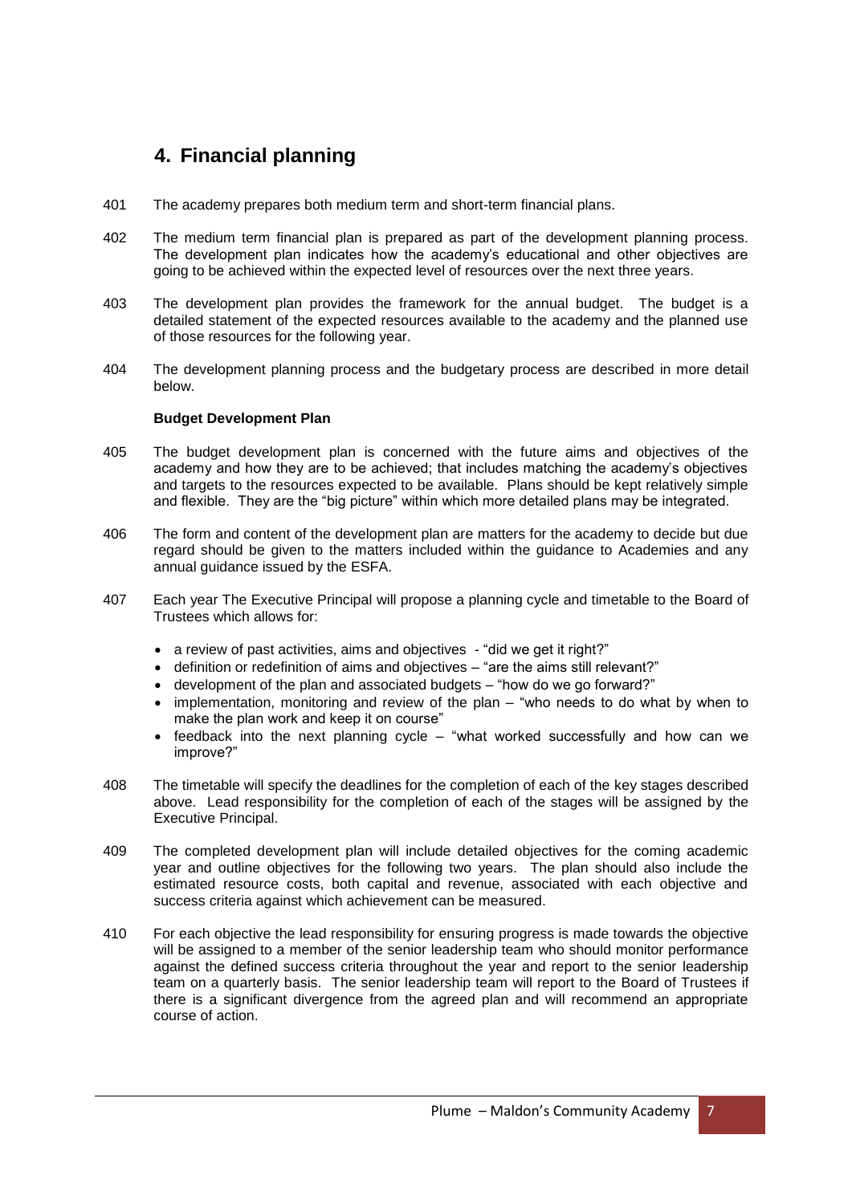## 4. Financial planning

401 The academy prepares both medium term and short-term financial plans.

402 The medium term financial plan is prepared as part of the development planning process. The development plan indicates how the academy's educational and other objectives are going to be achieved within the expected level of resources over the next three years.

403 The development plan provides the framework for the annual budget. The budget is a detailed statement of the expected resources available to the academy and the planned use of those resources for the following year.

404 The development planning process and the budgetary process are described in more detail below.

**Budget Development Plan**

405 The budget development plan is concerned with the future aims and objectives of the academy and how they are to be achieved; that includes matching the academy's objectives and targets to the resources expected to be available. Plans should be kept relatively simple and flexible. They are the "big picture" within which more detailed plans may be integrated.

406 The form and content of the development plan are matters for the academy to decide but due regard should be given to the matters included within the guidance to Academies and any annual guidance issued by the ESFA.

407 Each year The Executive Principal will propose a planning cycle and timetable to the Board of Trustees which allows for:

- a review of past activities, aims and objectives - "did we get it right?"
- definition or redefinition of aims and objectives – "are the aims still relevant?"
- development of the plan and associated budgets – "how do we go forward?"
- implementation, monitoring and review of the plan – "who needs to do what by when to make the plan work and keep it on course"
- feedback into the next planning cycle – "what worked successfully and how can we improve?"

408 The timetable will specify the deadlines for the completion of each of the key stages described above. Lead responsibility for the completion of each of the stages will be assigned by the Executive Principal.

409 The completed development plan will include detailed objectives for the coming academic year and outline objectives for the following two years. The plan should also include the estimated resource costs, both capital and revenue, associated with each objective and success criteria against which achievement can be measured.

410 For each objective the lead responsibility for ensuring progress is made towards the objective will be assigned to a member of the senior leadership team who should monitor performance against the defined success criteria throughout the year and report to the senior leadership team on a quarterly basis. The senior leadership team will report to the Board of Trustees if there is a significant divergence from the agreed plan and will recommend an appropriate course of action.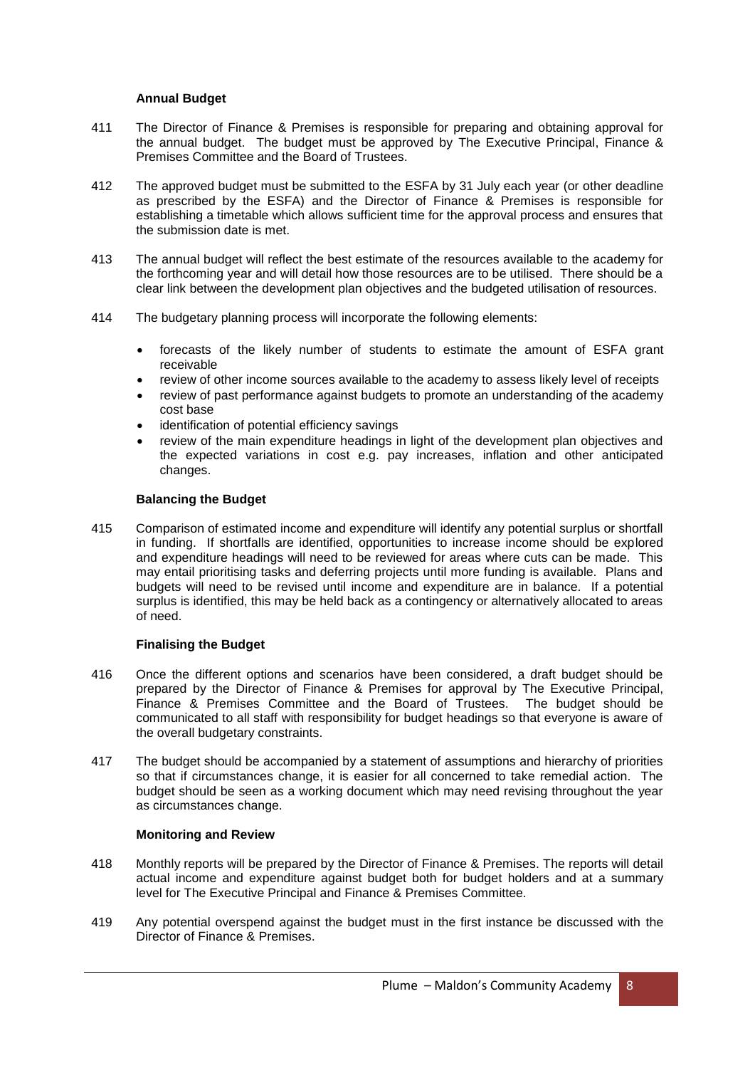### Annual Budget

411 The Director of Finance & Premises is responsible for preparing and obtaining approval for the annual budget. The budget must be approved by The Executive Principal, Finance & Premises Committee and the Board of Trustees.

412 The approved budget must be submitted to the ESFA by 31 July each year (or other deadline as prescribed by the ESFA) and the Director of Finance & Premises is responsible for establishing a timetable which allows sufficient time for the approval process and ensures that the submission date is met.

413 The annual budget will reflect the best estimate of the resources available to the academy for the forthcoming year and will detail how those resources are to be utilised. There should be a clear link between the development plan objectives and the budgeted utilisation of resources.

414 The budgetary planning process will incorporate the following elements:

- forecasts of the likely number of students to estimate the amount of ESFA grant receivable
- review of other income sources available to the academy to assess likely level of receipts
- review of past performance against budgets to promote an understanding of the academy cost base
- identification of potential efficiency savings
- review of the main expenditure headings in light of the development plan objectives and the expected variations in cost e.g. pay increases, inflation and other anticipated changes.

### Balancing the Budget

415 Comparison of estimated income and expenditure will identify any potential surplus or shortfall in funding. If shortfalls are identified, opportunities to increase income should be explored and expenditure headings will need to be reviewed for areas where cuts can be made. This may entail prioritising tasks and deferring projects until more funding is available. Plans and budgets will need to be revised until income and expenditure are in balance. If a potential surplus is identified, this may be held back as a contingency or alternatively allocated to areas of need.

### Finalising the Budget

416 Once the different options and scenarios have been considered, a draft budget should be prepared by the Director of Finance & Premises for approval by The Executive Principal, Finance & Premises Committee and the Board of Trustees. The budget should be communicated to all staff with responsibility for budget headings so that everyone is aware of the overall budgetary constraints.

417 The budget should be accompanied by a statement of assumptions and hierarchy of priorities so that if circumstances change, it is easier for all concerned to take remedial action. The budget should be seen as a working document which may need revising throughout the year as circumstances change.

### Monitoring and Review

418 Monthly reports will be prepared by the Director of Finance & Premises. The reports will detail actual income and expenditure against budget both for budget holders and at a summary level for The Executive Principal and Finance & Premises Committee.

419 Any potential overspend against the budget must in the first instance be discussed with the Director of Finance & Premises.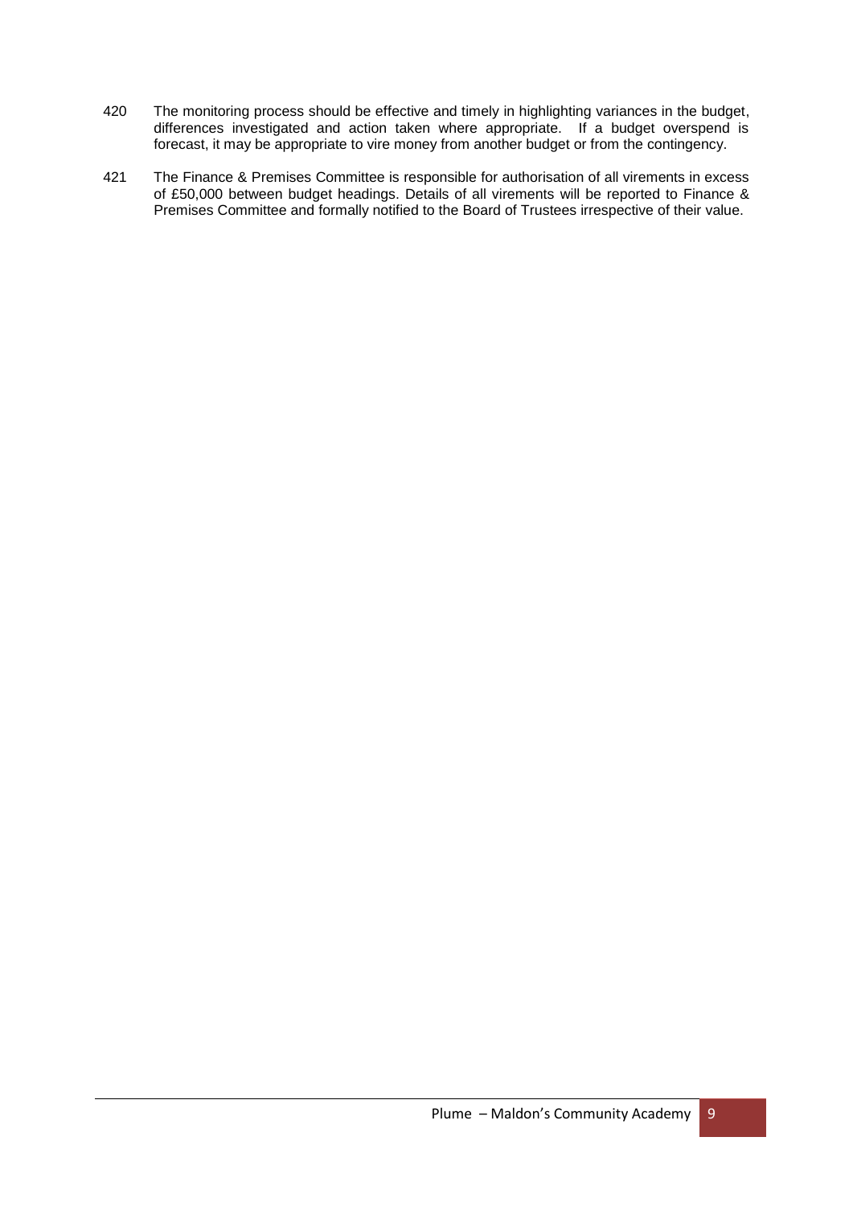420 The monitoring process should be effective and timely in highlighting variances in the budget, differences investigated and action taken where appropriate. If a budget overspend is forecast, it may be appropriate to vire money from another budget or from the contingency.

421 The Finance & Premises Committee is responsible for authorisation of all virements in excess of £50,000 between budget headings. Details of all virements will be reported to Finance & Premises Committee and formally notified to the Board of Trustees irrespective of their value.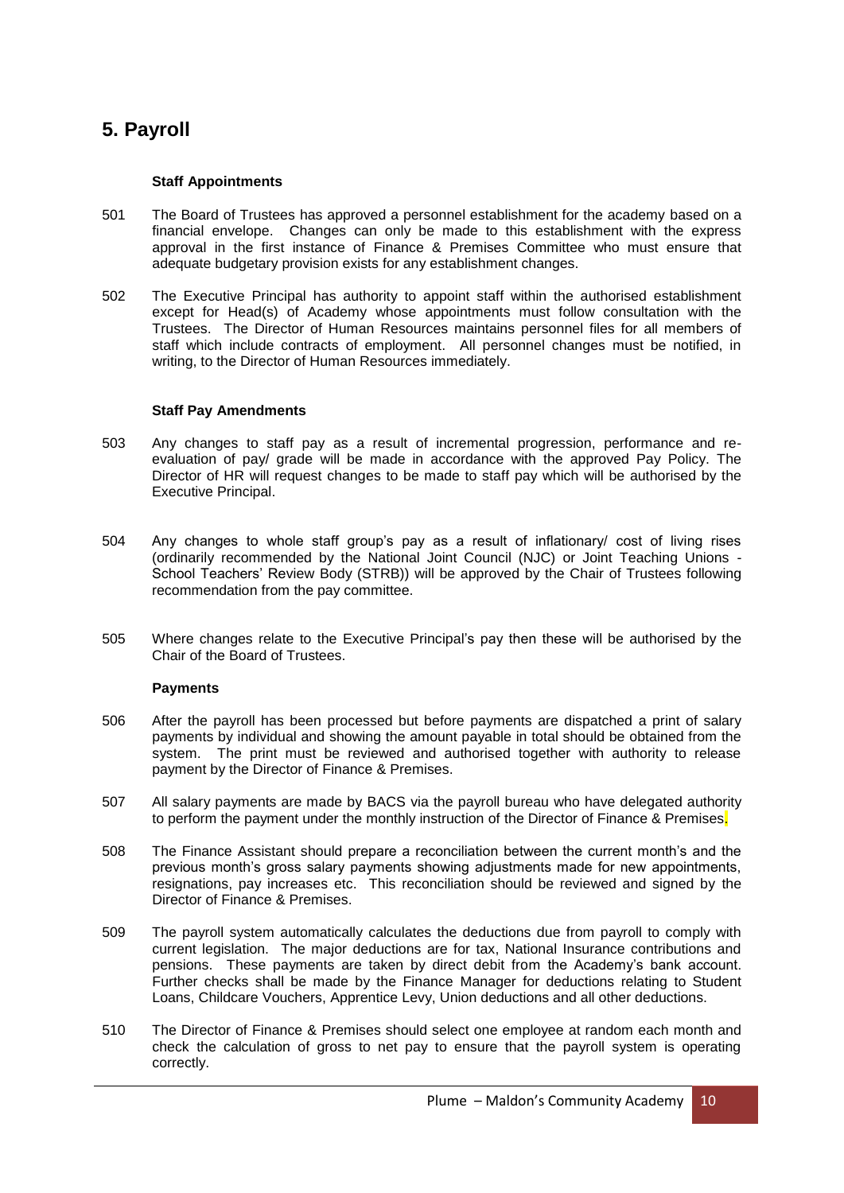# 5. Payroll

**Staff Appointments**

501 The Board of Trustees has approved a personnel establishment for the academy based on a financial envelope. Changes can only be made to this establishment with the express approval in the first instance of Finance & Premises Committee who must ensure that adequate budgetary provision exists for any establishment changes.

502 The Executive Principal has authority to appoint staff within the authorised establishment except for Head(s) of Academy whose appointments must follow consultation with the Trustees. The Director of Human Resources maintains personnel files for all members of staff which include contracts of employment. All personnel changes must be notified, in writing, to the Director of Human Resources immediately.

**Staff Pay Amendments**

503 Any changes to staff pay as a result of incremental progression, performance and re-evaluation of pay/ grade will be made in accordance with the approved Pay Policy. The Director of HR will request changes to be made to staff pay which will be authorised by the Executive Principal.

504 Any changes to whole staff group's pay as a result of inflationary/ cost of living rises (ordinarily recommended by the National Joint Council (NJC) or Joint Teaching Unions - School Teachers' Review Body (STRB)) will be approved by the Chair of Trustees following recommendation from the pay committee.

505 Where changes relate to the Executive Principal's pay then these will be authorised by the Chair of the Board of Trustees.

**Payments**

506 After the payroll has been processed but before payments are dispatched a print of salary payments by individual and showing the amount payable in total should be obtained from the system. The print must be reviewed and authorised together with authority to release payment by the Director of Finance & Premises.

507 All salary payments are made by BACS via the payroll bureau who have delegated authority to perform the payment under the monthly instruction of the Director of Finance & Premises.

508 The Finance Assistant should prepare a reconciliation between the current month's and the previous month's gross salary payments showing adjustments made for new appointments, resignations, pay increases etc. This reconciliation should be reviewed and signed by the Director of Finance & Premises.

509 The payroll system automatically calculates the deductions due from payroll to comply with current legislation. The major deductions are for tax, National Insurance contributions and pensions. These payments are taken by direct debit from the Academy's bank account. Further checks shall be made by the Finance Manager for deductions relating to Student Loans, Childcare Vouchers, Apprentice Levy, Union deductions and all other deductions.

510 The Director of Finance & Premises should select one employee at random each month and check the calculation of gross to net pay to ensure that the payroll system is operating correctly.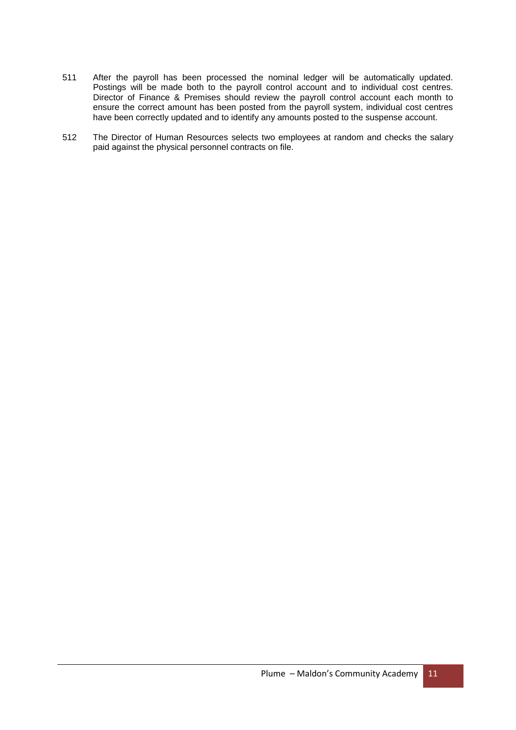511 After the payroll has been processed the nominal ledger will be automatically updated. Postings will be made both to the payroll control account and to individual cost centres. Director of Finance & Premises should review the payroll control account each month to ensure the correct amount has been posted from the payroll system, individual cost centres have been correctly updated and to identify any amounts posted to the suspense account.

512 The Director of Human Resources selects two employees at random and checks the salary paid against the physical personnel contracts on file.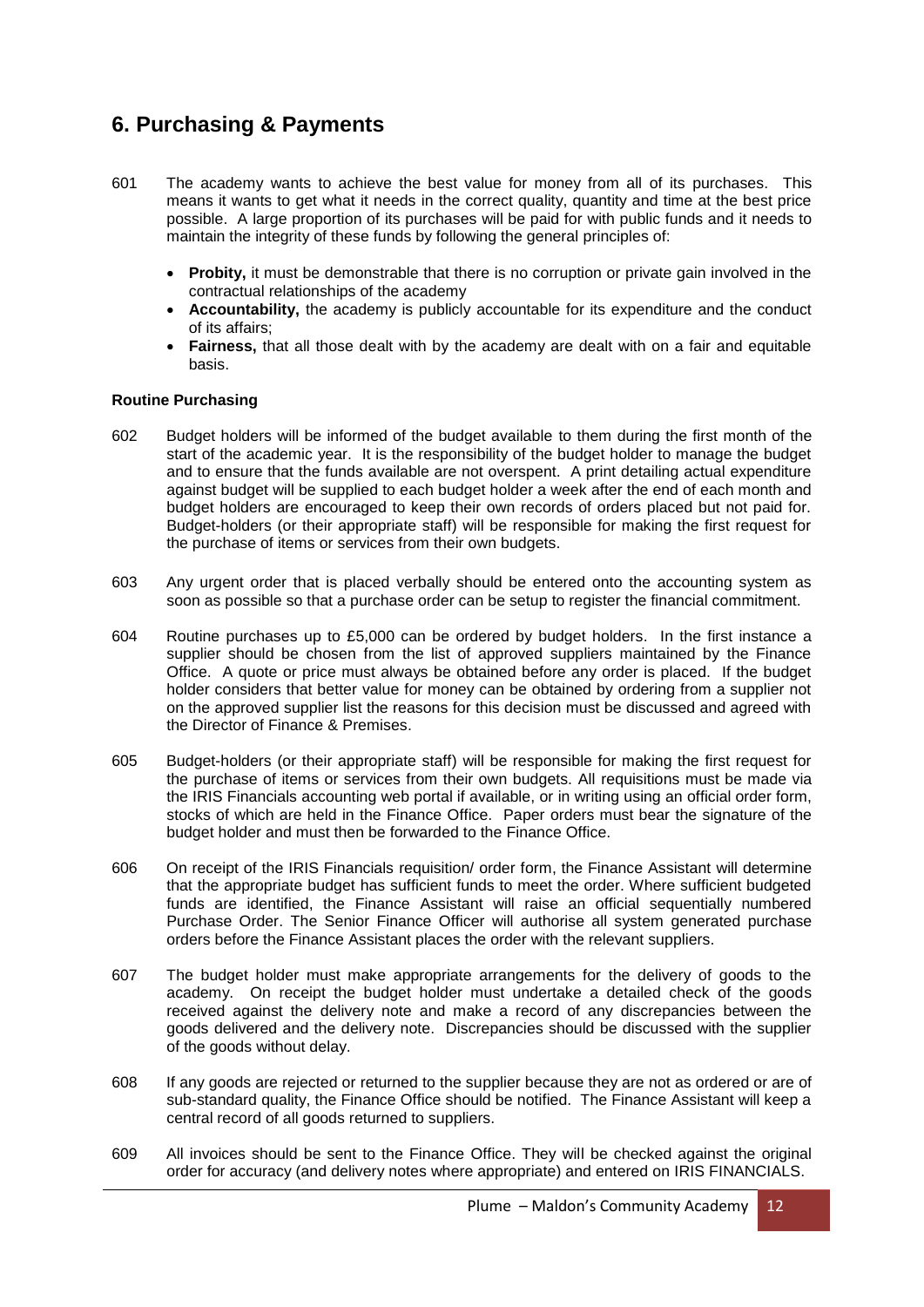## 6. Purchasing & Payments

601 The academy wants to achieve the best value for money from all of its purchases. This means it wants to get what it needs in the correct quality, quantity and time at the best price possible. A large proportion of its purchases will be paid for with public funds and it needs to maintain the integrity of these funds by following the general principles of:

- **Probity,** it must be demonstrable that there is no corruption or private gain involved in the contractual relationships of the academy
- **Accountability,** the academy is publicly accountable for its expenditure and the conduct of its affairs;
- **Fairness,** that all those dealt with by the academy are dealt with on a fair and equitable basis.

**Routine Purchasing**

602 Budget holders will be informed of the budget available to them during the first month of the start of the academic year. It is the responsibility of the budget holder to manage the budget and to ensure that the funds available are not overspent. A print detailing actual expenditure against budget will be supplied to each budget holder a week after the end of each month and budget holders are encouraged to keep their own records of orders placed but not paid for. Budget-holders (or their appropriate staff) will be responsible for making the first request for the purchase of items or services from their own budgets.

603 Any urgent order that is placed verbally should be entered onto the accounting system as soon as possible so that a purchase order can be setup to register the financial commitment.

604 Routine purchases up to £5,000 can be ordered by budget holders. In the first instance a supplier should be chosen from the list of approved suppliers maintained by the Finance Office. A quote or price must always be obtained before any order is placed. If the budget holder considers that better value for money can be obtained by ordering from a supplier not on the approved supplier list the reasons for this decision must be discussed and agreed with the Director of Finance & Premises.

605 Budget-holders (or their appropriate staff) will be responsible for making the first request for the purchase of items or services from their own budgets. All requisitions must be made via the IRIS Financials accounting web portal if available, or in writing using an official order form, stocks of which are held in the Finance Office. Paper orders must bear the signature of the budget holder and must then be forwarded to the Finance Office.

606 On receipt of the IRIS Financials requisition/ order form, the Finance Assistant will determine that the appropriate budget has sufficient funds to meet the order. Where sufficient budgeted funds are identified, the Finance Assistant will raise an official sequentially numbered Purchase Order. The Senior Finance Officer will authorise all system generated purchase orders before the Finance Assistant places the order with the relevant suppliers.

607 The budget holder must make appropriate arrangements for the delivery of goods to the academy. On receipt the budget holder must undertake a detailed check of the goods received against the delivery note and make a record of any discrepancies between the goods delivered and the delivery note. Discrepancies should be discussed with the supplier of the goods without delay.

608 If any goods are rejected or returned to the supplier because they are not as ordered or are of sub-standard quality, the Finance Office should be notified. The Finance Assistant will keep a central record of all goods returned to suppliers.

609 All invoices should be sent to the Finance Office. They will be checked against the original order for accuracy (and delivery notes where appropriate) and entered on IRIS FINANCIALS.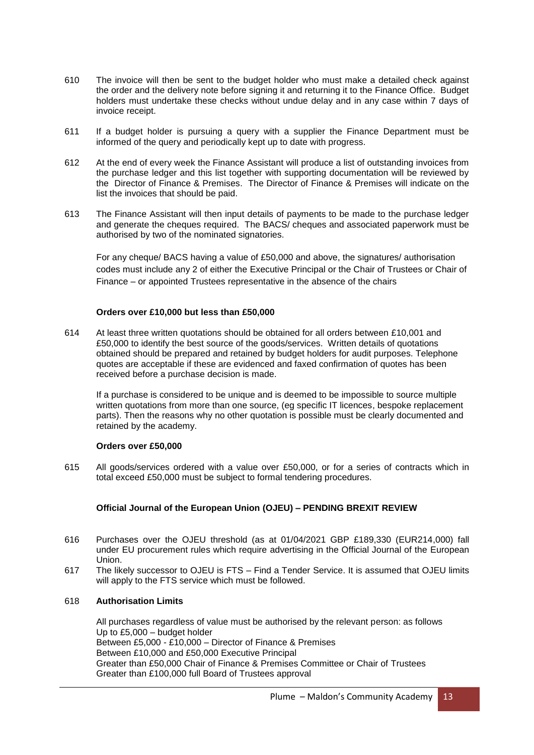610 The invoice will then be sent to the budget holder who must make a detailed check against the order and the delivery note before signing it and returning it to the Finance Office. Budget holders must undertake these checks without undue delay and in any case within 7 days of invoice receipt.

611 If a budget holder is pursuing a query with a supplier the Finance Department must be informed of the query and periodically kept up to date with progress.

612 At the end of every week the Finance Assistant will produce a list of outstanding invoices from the purchase ledger and this list together with supporting documentation will be reviewed by the Director of Finance & Premises. The Director of Finance & Premises will indicate on the list the invoices that should be paid.

613 The Finance Assistant will then input details of payments to be made to the purchase ledger and generate the cheques required. The BACS/ cheques and associated paperwork must be authorised by two of the nominated signatories.

For any cheque/ BACS having a value of £50,000 and above, the signatures/ authorisation codes must include any 2 of either the Executive Principal or the Chair of Trustees or Chair of Finance – or appointed Trustees representative in the absence of the chairs

**Orders over £10,000 but less than £50,000**

614 At least three written quotations should be obtained for all orders between £10,001 and £50,000 to identify the best source of the goods/services. Written details of quotations obtained should be prepared and retained by budget holders for audit purposes. Telephone quotes are acceptable if these are evidenced and faxed confirmation of quotes has been received before a purchase decision is made.

If a purchase is considered to be unique and is deemed to be impossible to source multiple written quotations from more than one source, (eg specific IT licences, bespoke replacement parts). Then the reasons why no other quotation is possible must be clearly documented and retained by the academy.

**Orders over £50,000**

615 All goods/services ordered with a value over £50,000, or for a series of contracts which in total exceed £50,000 must be subject to formal tendering procedures.

**Official Journal of the European Union (OJEU) – PENDING BREXIT REVIEW**

616 Purchases over the OJEU threshold (as at 01/04/2021 GBP £189,330 (EUR214,000) fall under EU procurement rules which require advertising in the Official Journal of the European Union.

617 The likely successor to OJEU is FTS – Find a Tender Service. It is assumed that OJEU limits will apply to the FTS service which must be followed.

618 **Authorisation Limits**

All purchases regardless of value must be authorised by the relevant person: as follows
Up to £5,000 – budget holder
Between £5,000 - £10,000 – Director of Finance & Premises
Between £10,000 and £50,000 Executive Principal
Greater than £50,000 Chair of Finance & Premises Committee or Chair of Trustees
Greater than £100,000 full Board of Trustees approval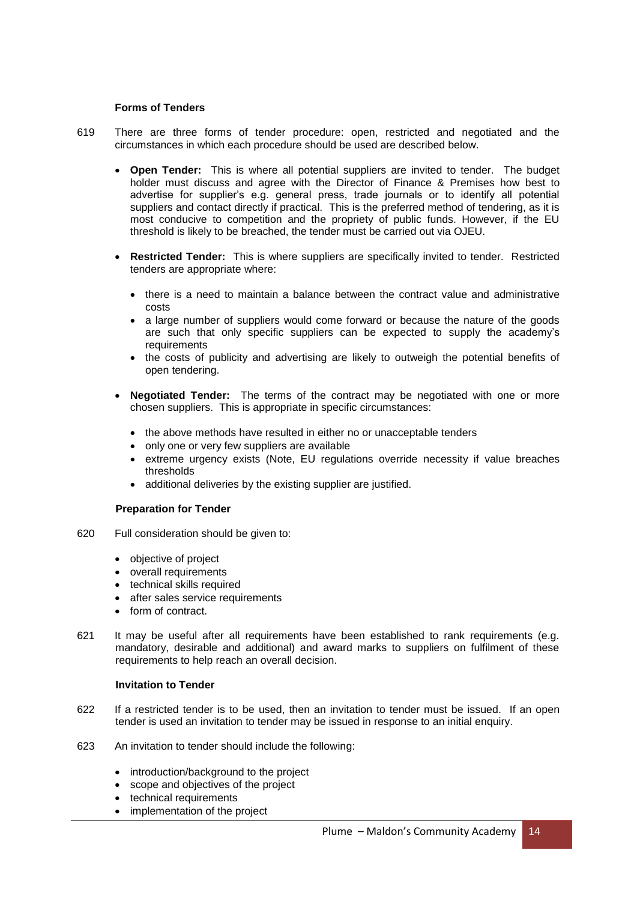### Forms of Tenders

619 There are three forms of tender procedure: open, restricted and negotiated and the circumstances in which each procedure should be used are described below.

- **Open Tender:** This is where all potential suppliers are invited to tender. The budget holder must discuss and agree with the Director of Finance & Premises how best to advertise for supplier's e.g. general press, trade journals or to identify all potential suppliers and contact directly if practical. This is the preferred method of tendering, as it is most conducive to competition and the propriety of public funds. However, if the EU threshold is likely to be breached, the tender must be carried out via OJEU.

- **Restricted Tender:** This is where suppliers are specifically invited to tender. Restricted tenders are appropriate where:
  - there is a need to maintain a balance between the contract value and administrative costs
  - a large number of suppliers would come forward or because the nature of the goods are such that only specific suppliers can be expected to supply the academy's requirements
  - the costs of publicity and advertising are likely to outweigh the potential benefits of open tendering.

- **Negotiated Tender:** The terms of the contract may be negotiated with one or more chosen suppliers. This is appropriate in specific circumstances:
  - the above methods have resulted in either no or unacceptable tenders
  - only one or very few suppliers are available
  - extreme urgency exists (Note, EU regulations override necessity if value breaches thresholds
  - additional deliveries by the existing supplier are justified.

### Preparation for Tender

620 Full consideration should be given to:

- objective of project
- overall requirements
- technical skills required
- after sales service requirements
- form of contract.

621 It may be useful after all requirements have been established to rank requirements (e.g. mandatory, desirable and additional) and award marks to suppliers on fulfilment of these requirements to help reach an overall decision.

### Invitation to Tender

622 If a restricted tender is to be used, then an invitation to tender must be issued. If an open tender is used an invitation to tender may be issued in response to an initial enquiry.

623 An invitation to tender should include the following:

- introduction/background to the project
- scope and objectives of the project
- technical requirements
- implementation of the project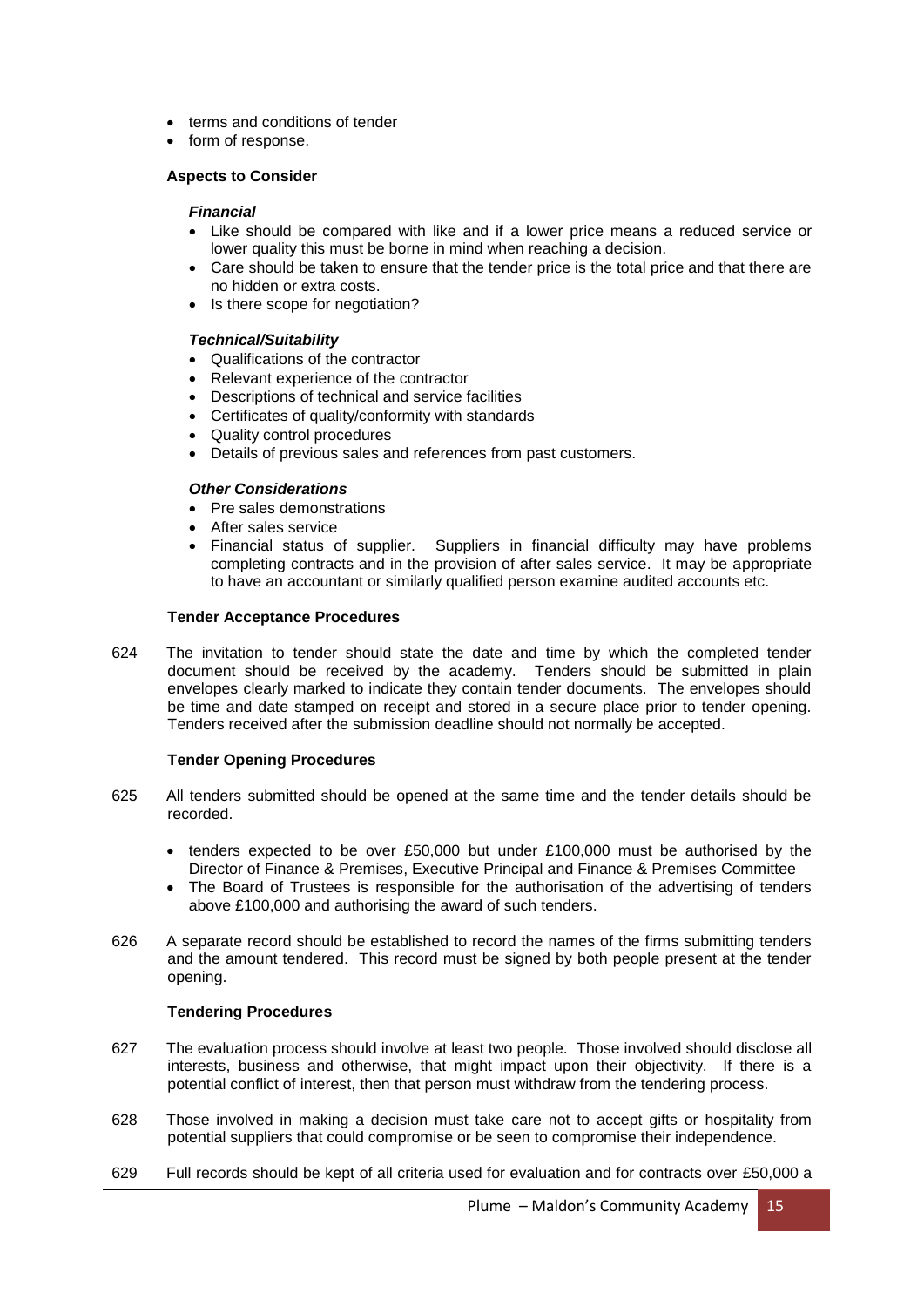- terms and conditions of tender
- form of response.

**Aspects to Consider**

***Financial***

- Like should be compared with like and if a lower price means a reduced service or lower quality this must be borne in mind when reaching a decision.
- Care should be taken to ensure that the tender price is the total price and that there are no hidden or extra costs.
- Is there scope for negotiation?

***Technical/Suitability***

- Qualifications of the contractor
- Relevant experience of the contractor
- Descriptions of technical and service facilities
- Certificates of quality/conformity with standards
- Quality control procedures
- Details of previous sales and references from past customers.

***Other Considerations***

- Pre sales demonstrations
- After sales service
- Financial status of supplier. Suppliers in financial difficulty may have problems completing contracts and in the provision of after sales service. It may be appropriate to have an accountant or similarly qualified person examine audited accounts etc.

**Tender Acceptance Procedures**

624 The invitation to tender should state the date and time by which the completed tender document should be received by the academy. Tenders should be submitted in plain envelopes clearly marked to indicate they contain tender documents. The envelopes should be time and date stamped on receipt and stored in a secure place prior to tender opening. Tenders received after the submission deadline should not normally be accepted.

**Tender Opening Procedures**

625 All tenders submitted should be opened at the same time and the tender details should be recorded.

- tenders expected to be over £50,000 but under £100,000 must be authorised by the Director of Finance & Premises, Executive Principal and Finance & Premises Committee
- The Board of Trustees is responsible for the authorisation of the advertising of tenders above £100,000 and authorising the award of such tenders.

626 A separate record should be established to record the names of the firms submitting tenders and the amount tendered. This record must be signed by both people present at the tender opening.

**Tendering Procedures**

627 The evaluation process should involve at least two people. Those involved should disclose all interests, business and otherwise, that might impact upon their objectivity. If there is a potential conflict of interest, then that person must withdraw from the tendering process.

628 Those involved in making a decision must take care not to accept gifts or hospitality from potential suppliers that could compromise or be seen to compromise their independence.

629 Full records should be kept of all criteria used for evaluation and for contracts over £50,000 a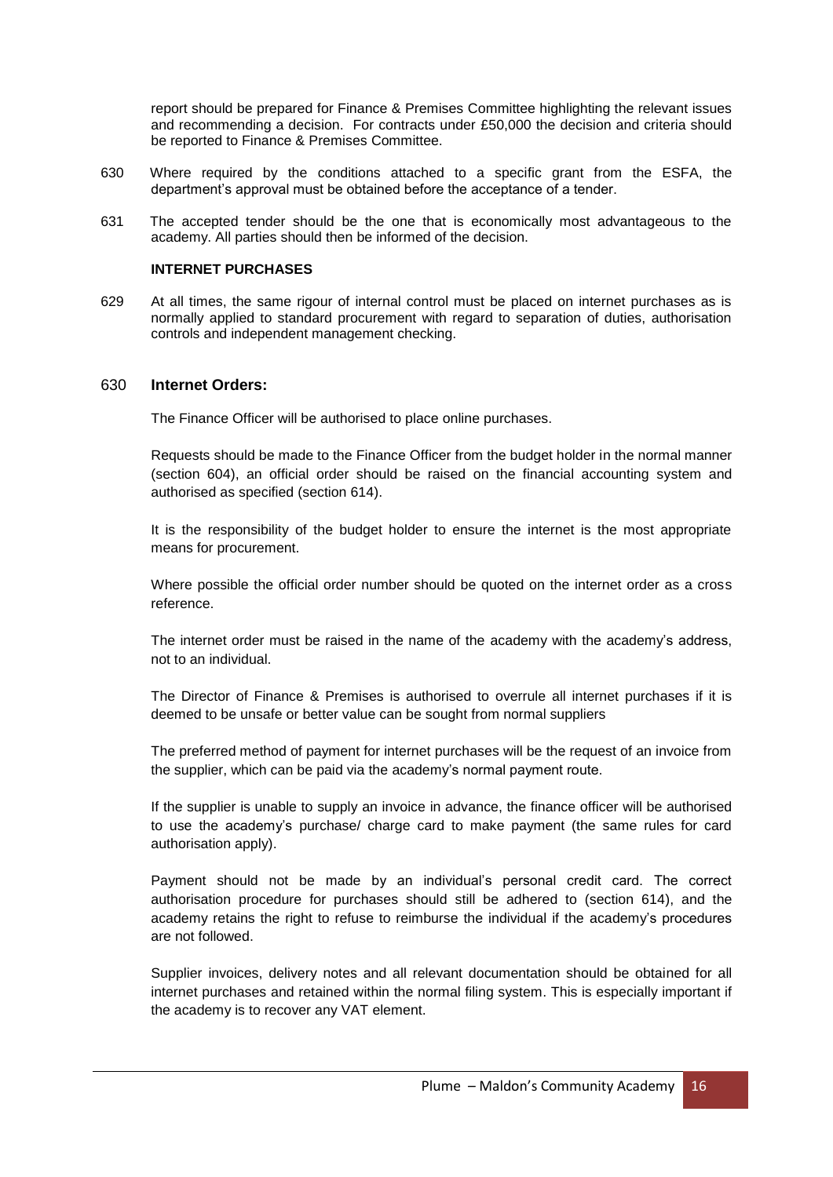report should be prepared for Finance & Premises Committee highlighting the relevant issues and recommending a decision. For contracts under £50,000 the decision and criteria should be reported to Finance & Premises Committee.

630 Where required by the conditions attached to a specific grant from the ESFA, the department's approval must be obtained before the acceptance of a tender.

631 The accepted tender should be the one that is economically most advantageous to the academy. All parties should then be informed of the decision.

**INTERNET PURCHASES**

629 At all times, the same rigour of internal control must be placed on internet purchases as is normally applied to standard procurement with regard to separation of duties, authorisation controls and independent management checking.

630 **Internet Orders:**

The Finance Officer will be authorised to place online purchases.

Requests should be made to the Finance Officer from the budget holder in the normal manner (section 604), an official order should be raised on the financial accounting system and authorised as specified (section 614).

It is the responsibility of the budget holder to ensure the internet is the most appropriate means for procurement.

Where possible the official order number should be quoted on the internet order as a cross reference.

The internet order must be raised in the name of the academy with the academy's address, not to an individual.

The Director of Finance & Premises is authorised to overrule all internet purchases if it is deemed to be unsafe or better value can be sought from normal suppliers

The preferred method of payment for internet purchases will be the request of an invoice from the supplier, which can be paid via the academy's normal payment route.

If the supplier is unable to supply an invoice in advance, the finance officer will be authorised to use the academy's purchase/ charge card to make payment (the same rules for card authorisation apply).

Payment should not be made by an individual's personal credit card. The correct authorisation procedure for purchases should still be adhered to (section 614), and the academy retains the right to refuse to reimburse the individual if the academy's procedures are not followed.

Supplier invoices, delivery notes and all relevant documentation should be obtained for all internet purchases and retained within the normal filing system. This is especially important if the academy is to recover any VAT element.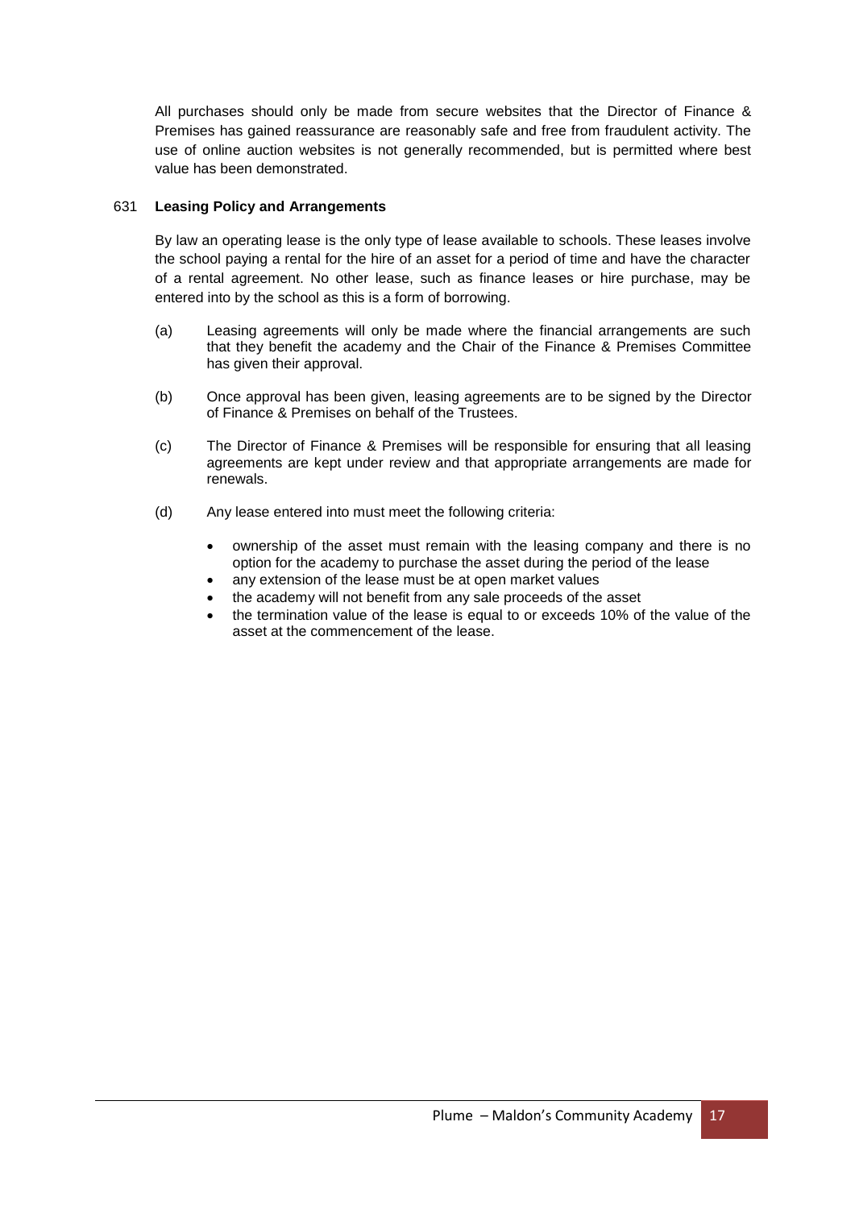All purchases should only be made from secure websites that the Director of Finance & Premises has gained reassurance are reasonably safe and free from fraudulent activity. The use of online auction websites is not generally recommended, but is permitted where best value has been demonstrated.

### 631 Leasing Policy and Arrangements

By law an operating lease is the only type of lease available to schools. These leases involve the school paying a rental for the hire of an asset for a period of time and have the character of a rental agreement. No other lease, such as finance leases or hire purchase, may be entered into by the school as this is a form of borrowing.

(a) Leasing agreements will only be made where the financial arrangements are such that they benefit the academy and the Chair of the Finance & Premises Committee has given their approval.

(b) Once approval has been given, leasing agreements are to be signed by the Director of Finance & Premises on behalf of the Trustees.

(c) The Director of Finance & Premises will be responsible for ensuring that all leasing agreements are kept under review and that appropriate arrangements are made for renewals.

(d) Any lease entered into must meet the following criteria:

- ownership of the asset must remain with the leasing company and there is no option for the academy to purchase the asset during the period of the lease
- any extension of the lease must be at open market values
- the academy will not benefit from any sale proceeds of the asset
- the termination value of the lease is equal to or exceeds 10% of the value of the asset at the commencement of the lease.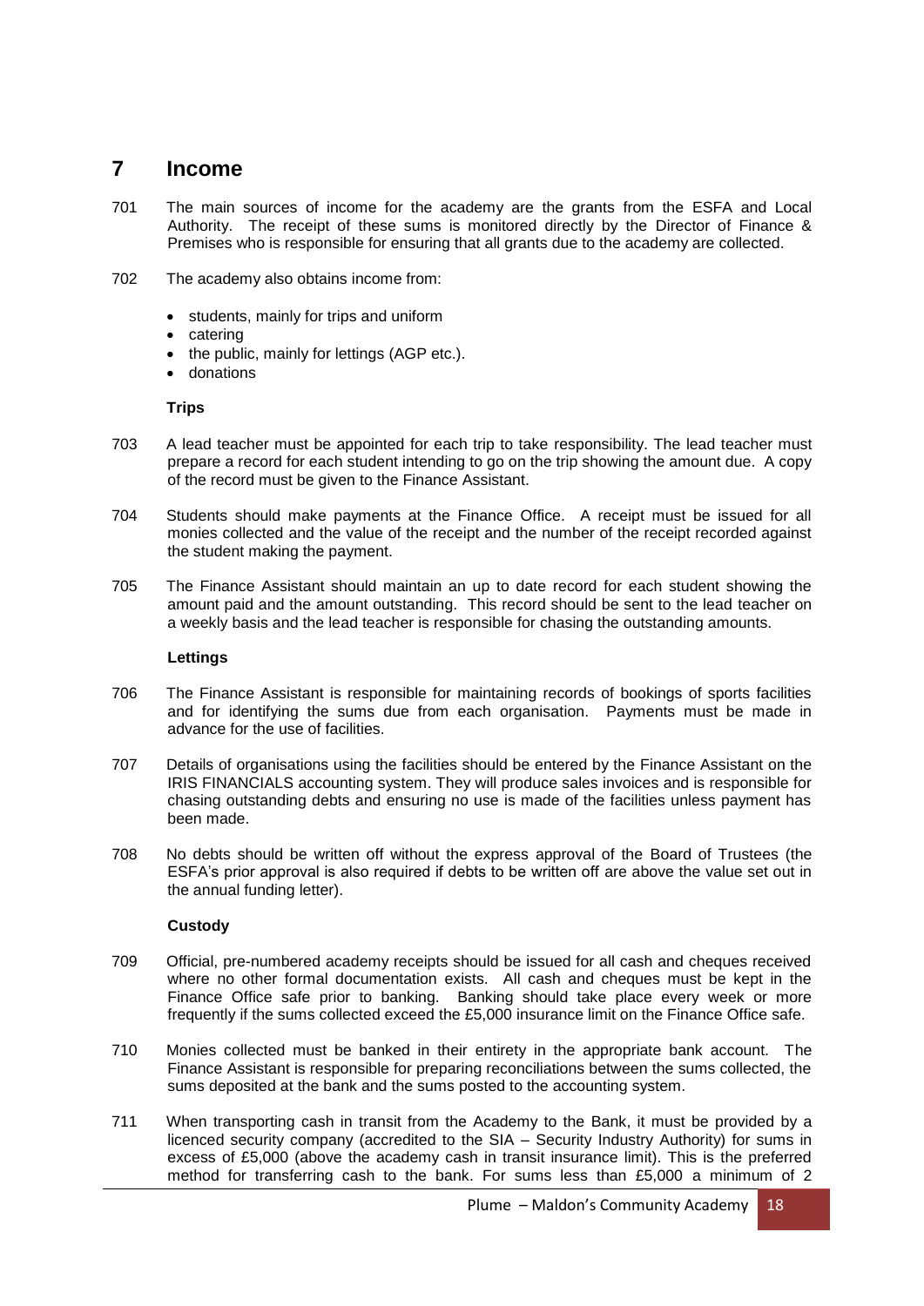## 7 Income

701 The main sources of income for the academy are the grants from the ESFA and Local Authority. The receipt of these sums is monitored directly by the Director of Finance & Premises who is responsible for ensuring that all grants due to the academy are collected.

702 The academy also obtains income from:

- students, mainly for trips and uniform
- catering
- the public, mainly for lettings (AGP etc.).
- donations

**Trips**

703 A lead teacher must be appointed for each trip to take responsibility. The lead teacher must prepare a record for each student intending to go on the trip showing the amount due. A copy of the record must be given to the Finance Assistant.

704 Students should make payments at the Finance Office. A receipt must be issued for all monies collected and the value of the receipt and the number of the receipt recorded against the student making the payment.

705 The Finance Assistant should maintain an up to date record for each student showing the amount paid and the amount outstanding. This record should be sent to the lead teacher on a weekly basis and the lead teacher is responsible for chasing the outstanding amounts.

**Lettings**

706 The Finance Assistant is responsible for maintaining records of bookings of sports facilities and for identifying the sums due from each organisation. Payments must be made in advance for the use of facilities.

707 Details of organisations using the facilities should be entered by the Finance Assistant on the IRIS FINANCIALS accounting system. They will produce sales invoices and is responsible for chasing outstanding debts and ensuring no use is made of the facilities unless payment has been made.

708 No debts should be written off without the express approval of the Board of Trustees (the ESFA's prior approval is also required if debts to be written off are above the value set out in the annual funding letter).

**Custody**

709 Official, pre-numbered academy receipts should be issued for all cash and cheques received where no other formal documentation exists. All cash and cheques must be kept in the Finance Office safe prior to banking. Banking should take place every week or more frequently if the sums collected exceed the £5,000 insurance limit on the Finance Office safe.

710 Monies collected must be banked in their entirety in the appropriate bank account. The Finance Assistant is responsible for preparing reconciliations between the sums collected, the sums deposited at the bank and the sums posted to the accounting system.

711 When transporting cash in transit from the Academy to the Bank, it must be provided by a licenced security company (accredited to the SIA – Security Industry Authority) for sums in excess of £5,000 (above the academy cash in transit insurance limit). This is the preferred method for transferring cash to the bank. For sums less than £5,000 a minimum of 2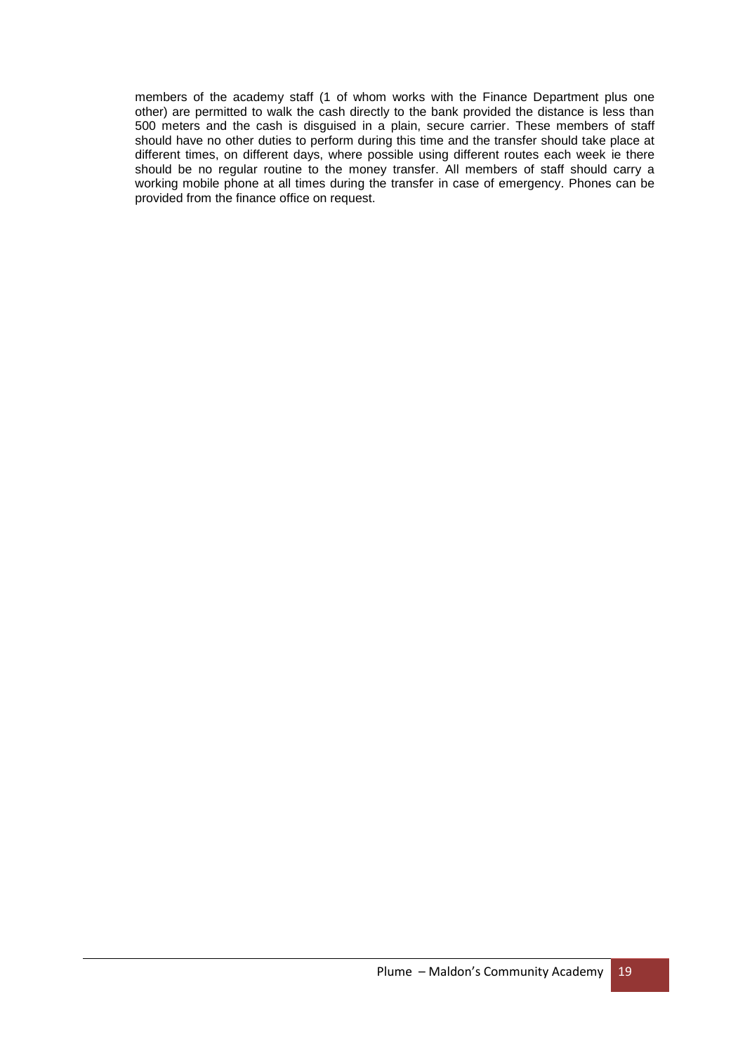members of the academy staff (1 of whom works with the Finance Department plus one other) are permitted to walk the cash directly to the bank provided the distance is less than 500 meters and the cash is disguised in a plain, secure carrier. These members of staff should have no other duties to perform during this time and the transfer should take place at different times, on different days, where possible using different routes each week ie there should be no regular routine to the money transfer. All members of staff should carry a working mobile phone at all times during the transfer in case of emergency. Phones can be provided from the finance office on request.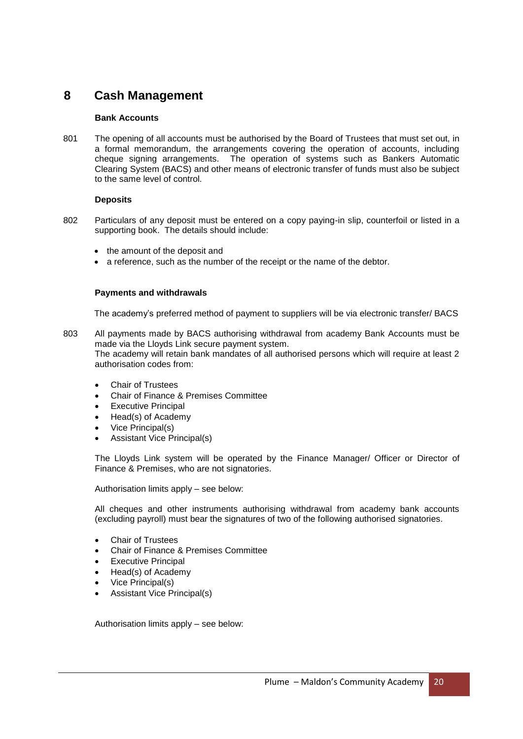# 8 Cash Management

**Bank Accounts**

801 The opening of all accounts must be authorised by the Board of Trustees that must set out, in a formal memorandum, the arrangements covering the operation of accounts, including cheque signing arrangements. The operation of systems such as Bankers Automatic Clearing System (BACS) and other means of electronic transfer of funds must also be subject to the same level of control.

**Deposits**

802 Particulars of any deposit must be entered on a copy paying-in slip, counterfoil or listed in a supporting book. The details should include:

- the amount of the deposit and
- a reference, such as the number of the receipt or the name of the debtor.

**Payments and withdrawals**

The academy's preferred method of payment to suppliers will be via electronic transfer/ BACS

803 All payments made by BACS authorising withdrawal from academy Bank Accounts must be made via the Lloyds Link secure payment system.
The academy will retain bank mandates of all authorised persons which will require at least 2 authorisation codes from:

- Chair of Trustees
- Chair of Finance & Premises Committee
- Executive Principal
- Head(s) of Academy
- Vice Principal(s)
- Assistant Vice Principal(s)

The Lloyds Link system will be operated by the Finance Manager/ Officer or Director of Finance & Premises, who are not signatories.

Authorisation limits apply – see below:

All cheques and other instruments authorising withdrawal from academy bank accounts (excluding payroll) must bear the signatures of two of the following authorised signatories.

- Chair of Trustees
- Chair of Finance & Premises Committee
- Executive Principal
- Head(s) of Academy
- Vice Principal(s)
- Assistant Vice Principal(s)

Authorisation limits apply – see below: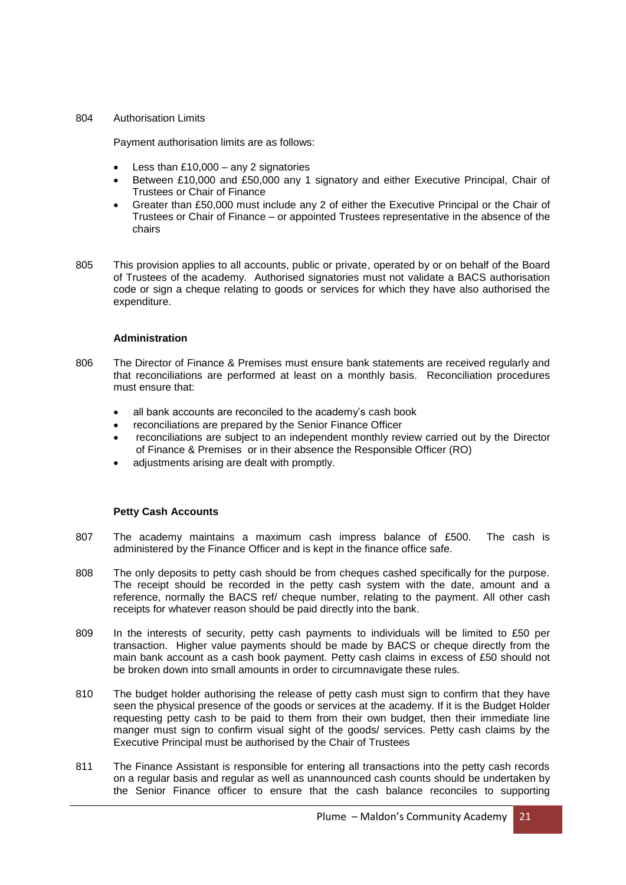804 Authorisation Limits

Payment authorisation limits are as follows:

- Less than £10,000 – any 2 signatories
- Between £10,000 and £50,000 any 1 signatory and either Executive Principal, Chair of Trustees or Chair of Finance
- Greater than £50,000 must include any 2 of either the Executive Principal or the Chair of Trustees or Chair of Finance – or appointed Trustees representative in the absence of the chairs

805 This provision applies to all accounts, public or private, operated by or on behalf of the Board of Trustees of the academy. Authorised signatories must not validate a BACS authorisation code or sign a cheque relating to goods or services for which they have also authorised the expenditure.

**Administration**

806 The Director of Finance & Premises must ensure bank statements are received regularly and that reconciliations are performed at least on a monthly basis. Reconciliation procedures must ensure that:

- all bank accounts are reconciled to the academy's cash book
- reconciliations are prepared by the Senior Finance Officer
- reconciliations are subject to an independent monthly review carried out by the Director of Finance & Premises or in their absence the Responsible Officer (RO)
- adjustments arising are dealt with promptly.

**Petty Cash Accounts**

807 The academy maintains a maximum cash impress balance of £500. The cash is administered by the Finance Officer and is kept in the finance office safe.

808 The only deposits to petty cash should be from cheques cashed specifically for the purpose. The receipt should be recorded in the petty cash system with the date, amount and a reference, normally the BACS ref/ cheque number, relating to the payment. All other cash receipts for whatever reason should be paid directly into the bank.

809 In the interests of security, petty cash payments to individuals will be limited to £50 per transaction. Higher value payments should be made by BACS or cheque directly from the main bank account as a cash book payment. Petty cash claims in excess of £50 should not be broken down into small amounts in order to circumnavigate these rules.

810 The budget holder authorising the release of petty cash must sign to confirm that they have seen the physical presence of the goods or services at the academy. If it is the Budget Holder requesting petty cash to be paid to them from their own budget, then their immediate line manger must sign to confirm visual sight of the goods/ services. Petty cash claims by the Executive Principal must be authorised by the Chair of Trustees

811 The Finance Assistant is responsible for entering all transactions into the petty cash records on a regular basis and regular as well as unannounced cash counts should be undertaken by the Senior Finance officer to ensure that the cash balance reconciles to supporting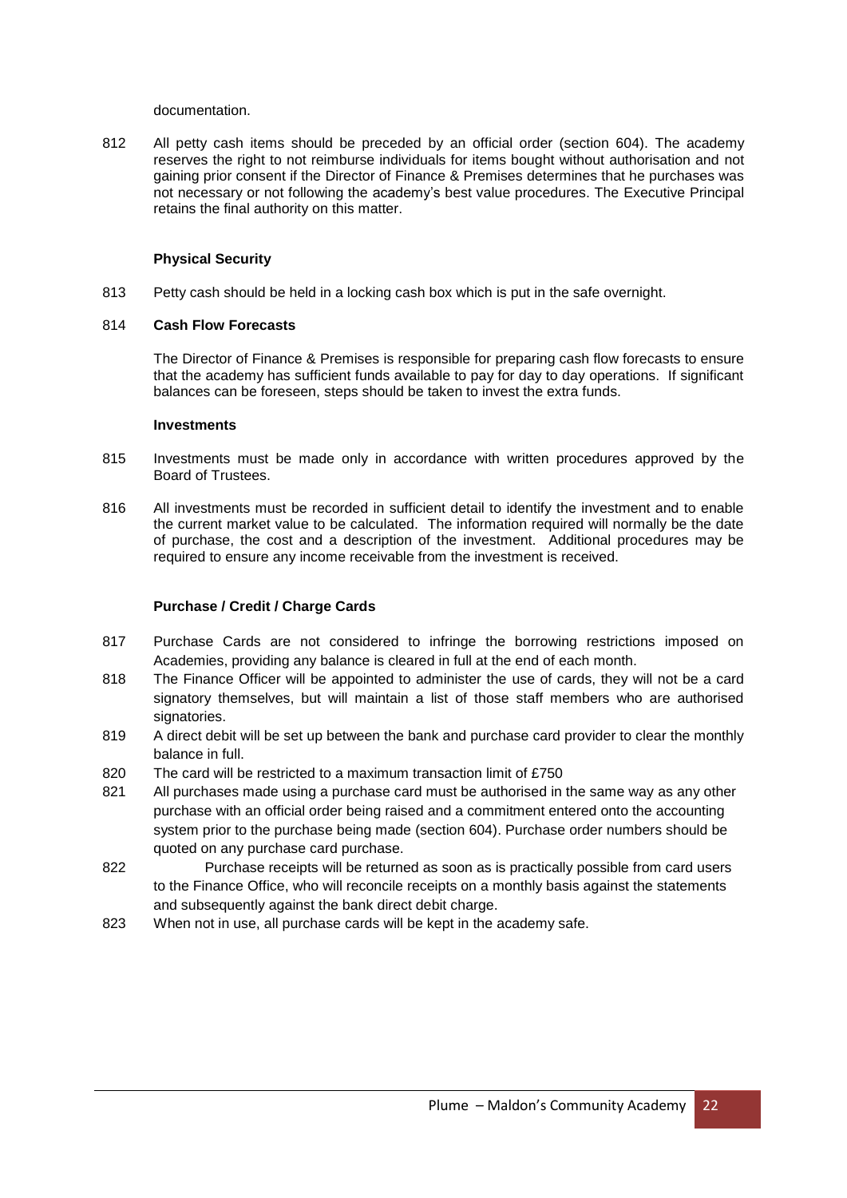documentation.

812 All petty cash items should be preceded by an official order (section 604). The academy reserves the right to not reimburse individuals for items bought without authorisation and not gaining prior consent if the Director of Finance & Premises determines that he purchases was not necessary or not following the academy's best value procedures. The Executive Principal retains the final authority on this matter.

**Physical Security**

813 Petty cash should be held in a locking cash box which is put in the safe overnight.

814 **Cash Flow Forecasts**

The Director of Finance & Premises is responsible for preparing cash flow forecasts to ensure that the academy has sufficient funds available to pay for day to day operations. If significant balances can be foreseen, steps should be taken to invest the extra funds.

**Investments**

815 Investments must be made only in accordance with written procedures approved by the Board of Trustees.

816 All investments must be recorded in sufficient detail to identify the investment and to enable the current market value to be calculated. The information required will normally be the date of purchase, the cost and a description of the investment. Additional procedures may be required to ensure any income receivable from the investment is received.

**Purchase / Credit / Charge Cards**

817 Purchase Cards are not considered to infringe the borrowing restrictions imposed on Academies, providing any balance is cleared in full at the end of each month.

818 The Finance Officer will be appointed to administer the use of cards, they will not be a card signatory themselves, but will maintain a list of those staff members who are authorised signatories.

819 A direct debit will be set up between the bank and purchase card provider to clear the monthly balance in full.

820 The card will be restricted to a maximum transaction limit of £750

821 All purchases made using a purchase card must be authorised in the same way as any other purchase with an official order being raised and a commitment entered onto the accounting system prior to the purchase being made (section 604). Purchase order numbers should be quoted on any purchase card purchase.

822 Purchase receipts will be returned as soon as is practically possible from card users to the Finance Office, who will reconcile receipts on a monthly basis against the statements and subsequently against the bank direct debit charge.

823 When not in use, all purchase cards will be kept in the academy safe.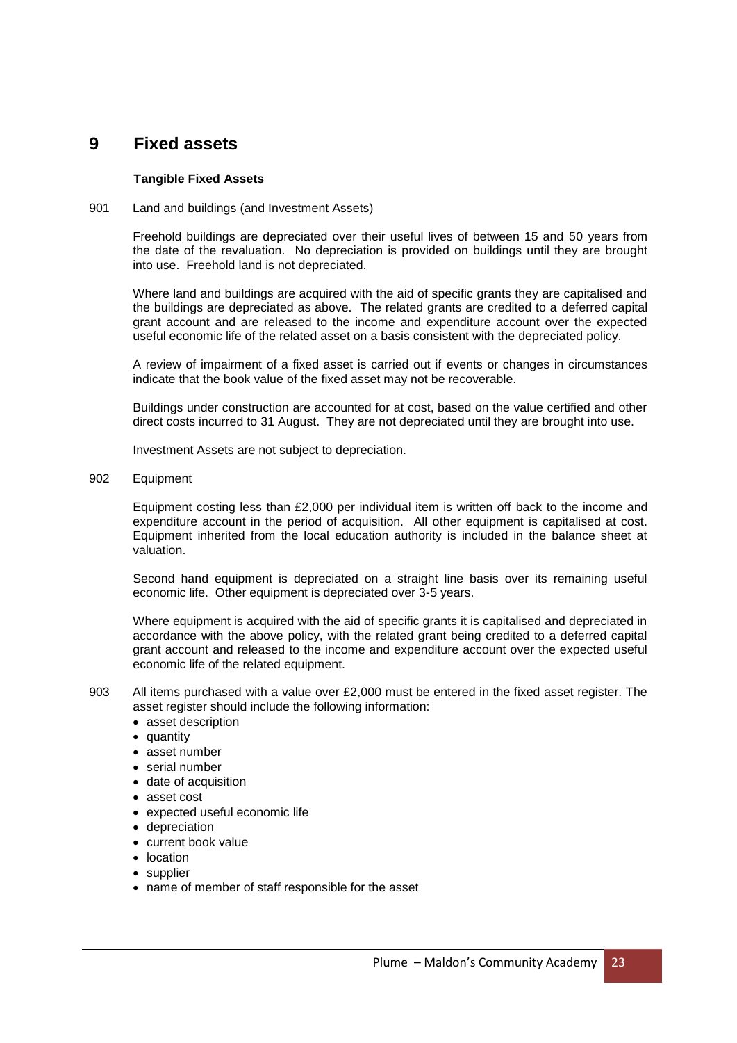# 9 Fixed assets

**Tangible Fixed Assets**

901 Land and buildings (and Investment Assets)

Freehold buildings are depreciated over their useful lives of between 15 and 50 years from the date of the revaluation. No depreciation is provided on buildings until they are brought into use. Freehold land is not depreciated.

Where land and buildings are acquired with the aid of specific grants they are capitalised and the buildings are depreciated as above. The related grants are credited to a deferred capital grant account and are released to the income and expenditure account over the expected useful economic life of the related asset on a basis consistent with the depreciated policy.

A review of impairment of a fixed asset is carried out if events or changes in circumstances indicate that the book value of the fixed asset may not be recoverable.

Buildings under construction are accounted for at cost, based on the value certified and other direct costs incurred to 31 August. They are not depreciated until they are brought into use.

Investment Assets are not subject to depreciation.

902 Equipment

Equipment costing less than £2,000 per individual item is written off back to the income and expenditure account in the period of acquisition. All other equipment is capitalised at cost. Equipment inherited from the local education authority is included in the balance sheet at valuation.

Second hand equipment is depreciated on a straight line basis over its remaining useful economic life. Other equipment is depreciated over 3-5 years.

Where equipment is acquired with the aid of specific grants it is capitalised and depreciated in accordance with the above policy, with the related grant being credited to a deferred capital grant account and released to the income and expenditure account over the expected useful economic life of the related equipment.

903 All items purchased with a value over £2,000 must be entered in the fixed asset register. The asset register should include the following information:

- asset description
- quantity
- asset number
- serial number
- date of acquisition
- asset cost
- expected useful economic life
- depreciation
- current book value
- location
- supplier
- name of member of staff responsible for the asset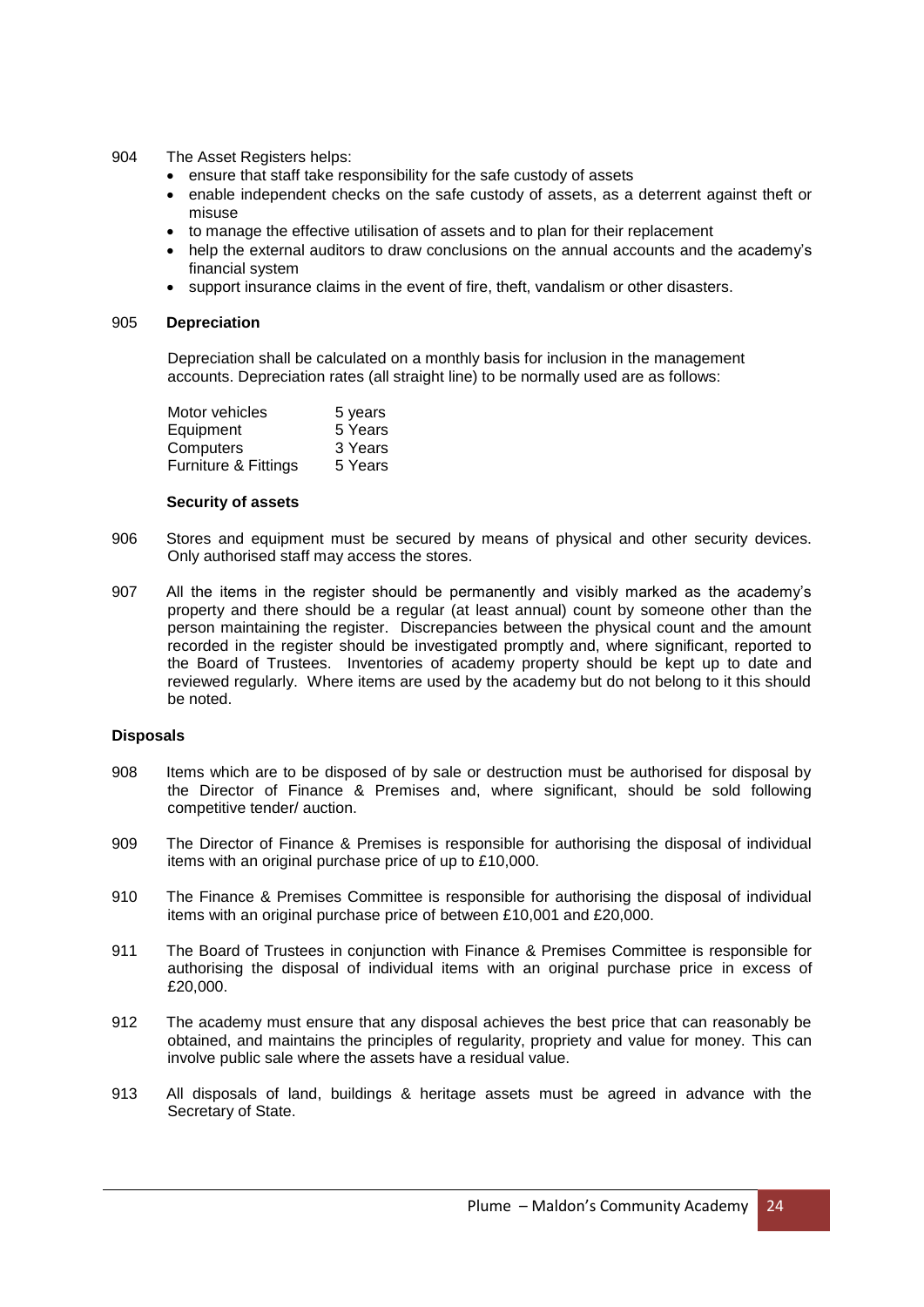904 The Asset Registers helps:

- ensure that staff take responsibility for the safe custody of assets
- enable independent checks on the safe custody of assets, as a deterrent against theft or misuse
- to manage the effective utilisation of assets and to plan for their replacement
- help the external auditors to draw conclusions on the annual accounts and the academy's financial system
- support insurance claims in the event of fire, theft, vandalism or other disasters.

905 **Depreciation**

Depreciation shall be calculated on a monthly basis for inclusion in the management accounts. Depreciation rates (all straight line) to be normally used are as follows:

| | |
|---|---|
| Motor vehicles | 5 years |
| Equipment | 5 Years |
| Computers | 3 Years |
| Furniture & Fittings | 5 Years |

**Security of assets**

906 Stores and equipment must be secured by means of physical and other security devices. Only authorised staff may access the stores.

907 All the items in the register should be permanently and visibly marked as the academy's property and there should be a regular (at least annual) count by someone other than the person maintaining the register. Discrepancies between the physical count and the amount recorded in the register should be investigated promptly and, where significant, reported to the Board of Trustees. Inventories of academy property should be kept up to date and reviewed regularly. Where items are used by the academy but do not belong to it this should be noted.

**Disposals**

908 Items which are to be disposed of by sale or destruction must be authorised for disposal by the Director of Finance & Premises and, where significant, should be sold following competitive tender/ auction.

909 The Director of Finance & Premises is responsible for authorising the disposal of individual items with an original purchase price of up to £10,000.

910 The Finance & Premises Committee is responsible for authorising the disposal of individual items with an original purchase price of between £10,001 and £20,000.

911 The Board of Trustees in conjunction with Finance & Premises Committee is responsible for authorising the disposal of individual items with an original purchase price in excess of £20,000.

912 The academy must ensure that any disposal achieves the best price that can reasonably be obtained, and maintains the principles of regularity, propriety and value for money. This can involve public sale where the assets have a residual value.

913 All disposals of land, buildings & heritage assets must be agreed in advance with the Secretary of State.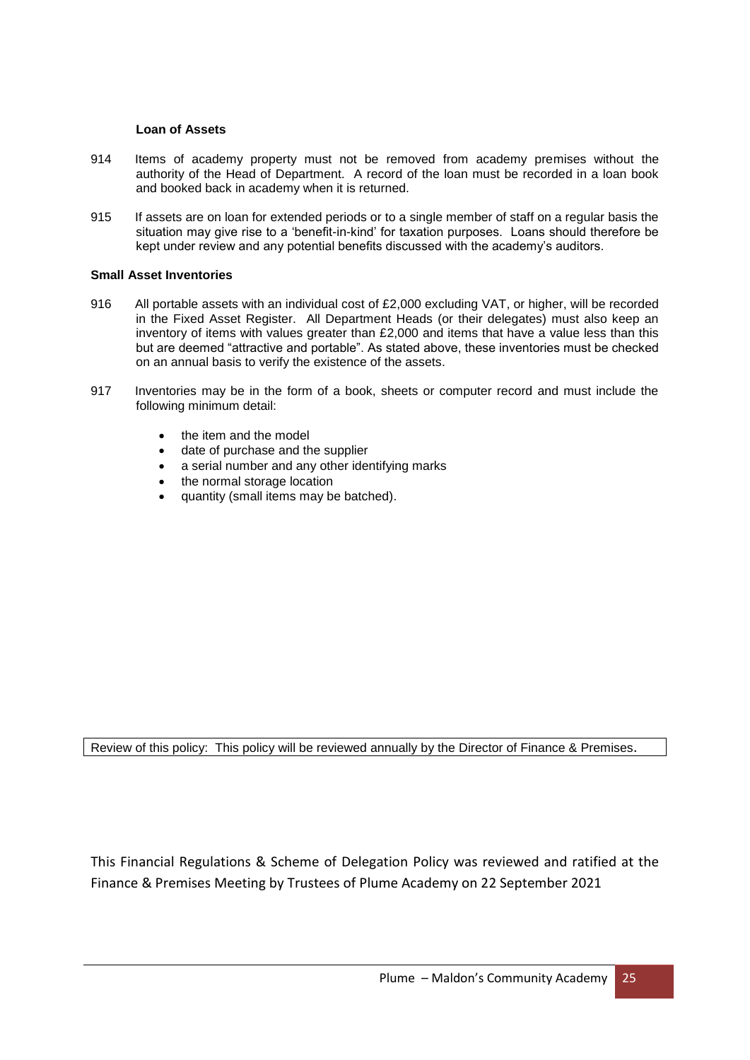### Loan of Assets

914 Items of academy property must not be removed from academy premises without the authority of the Head of Department. A record of the loan must be recorded in a loan book and booked back in academy when it is returned.

915 If assets are on loan for extended periods or to a single member of staff on a regular basis the situation may give rise to a 'benefit-in-kind' for taxation purposes. Loans should therefore be kept under review and any potential benefits discussed with the academy's auditors.

### Small Asset Inventories

916 All portable assets with an individual cost of £2,000 excluding VAT, or higher, will be recorded in the Fixed Asset Register. All Department Heads (or their delegates) must also keep an inventory of items with values greater than £2,000 and items that have a value less than this but are deemed "attractive and portable". As stated above, these inventories must be checked on an annual basis to verify the existence of the assets.

917 Inventories may be in the form of a book, sheets or computer record and must include the following minimum detail:

- the item and the model
- date of purchase and the supplier
- a serial number and any other identifying marks
- the normal storage location
- quantity (small items may be batched).

Review of this policy: This policy will be reviewed annually by the Director of Finance & Premises.

This Financial Regulations & Scheme of Delegation Policy was reviewed and ratified at the Finance & Premises Meeting by Trustees of Plume Academy on 22 September 2021